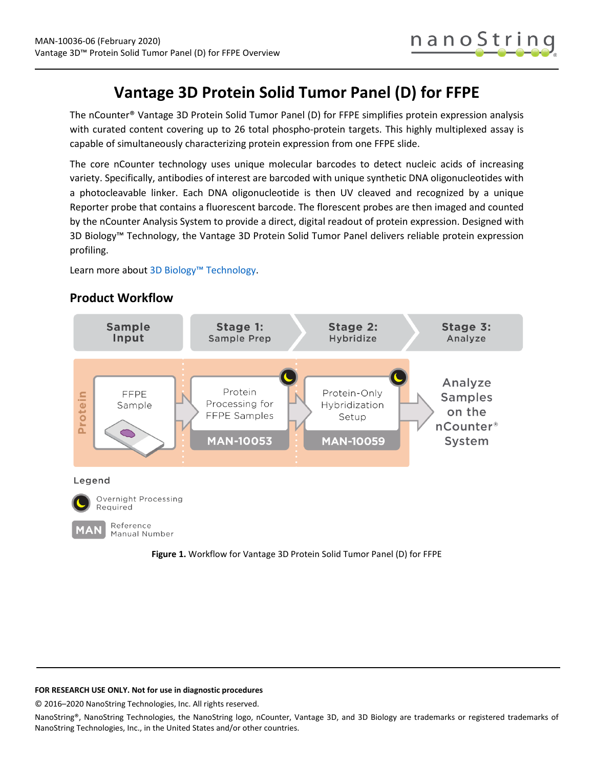# Vantage 3D Protein Solid Tumor Panel (D) for FFPE

The nCounter® Vantage 3D Protein Solid Tumor Panel (D) for FFPE simplifies protein expression analysis with curated content covering up to 26 total phospho-protein targets. This highly multiplexed assay is capable of simultaneously characterizing protein expression from one FFPE slide.

The core nCounter technology uses unique molecular barcodes to detect nucleic acids of increasing variety. Specifically, antibodies of interest are barcoded with unique synthetic DNA oligonucleotides with a photocleavable linker. Each DNA oligonucleotide is then UV cleaved and recognized by a unique Reporter probe that contains a fluorescent barcode. The florescent probes are then imaged and counted by the nCounter Analysis System to provide a direct, digital readout of protein expression. Designed with 3D Biology™ Technology, the Vantage 3D Protein Solid Tumor Panel delivers reliable protein expression profiling.

Learn more about 3D Biology™ Technology.

## Product Workflow

| Sample Input | Stage 1: Sample Prep | Stage 2: Hybridize | Stage 3: Analyze |
|---|---|---|---|
| FFPE Sample | Protein Processing for FFPE Samples (MAN-10053) — Overnight Processing Required | Protein-Only Hybridization Setup (MAN-10059) — Overnight Processing Required | Analyze Samples on the nCounter® System |

Legend

- Overnight Processing Required
- MAN: Reference Manual Number

**Figure 1.** Workflow for Vantage 3D Protein Solid Tumor Panel (D) for FFPE

**FOR RESEARCH USE ONLY. Not for use in diagnostic procedures**

© 2016–2020 NanoString Technologies, Inc. All rights reserved.

NanoString®, NanoString Technologies, the NanoString logo, nCounter, Vantage 3D, and 3D Biology are trademarks or registered trademarks of NanoString Technologies, Inc., in the United States and/or other countries.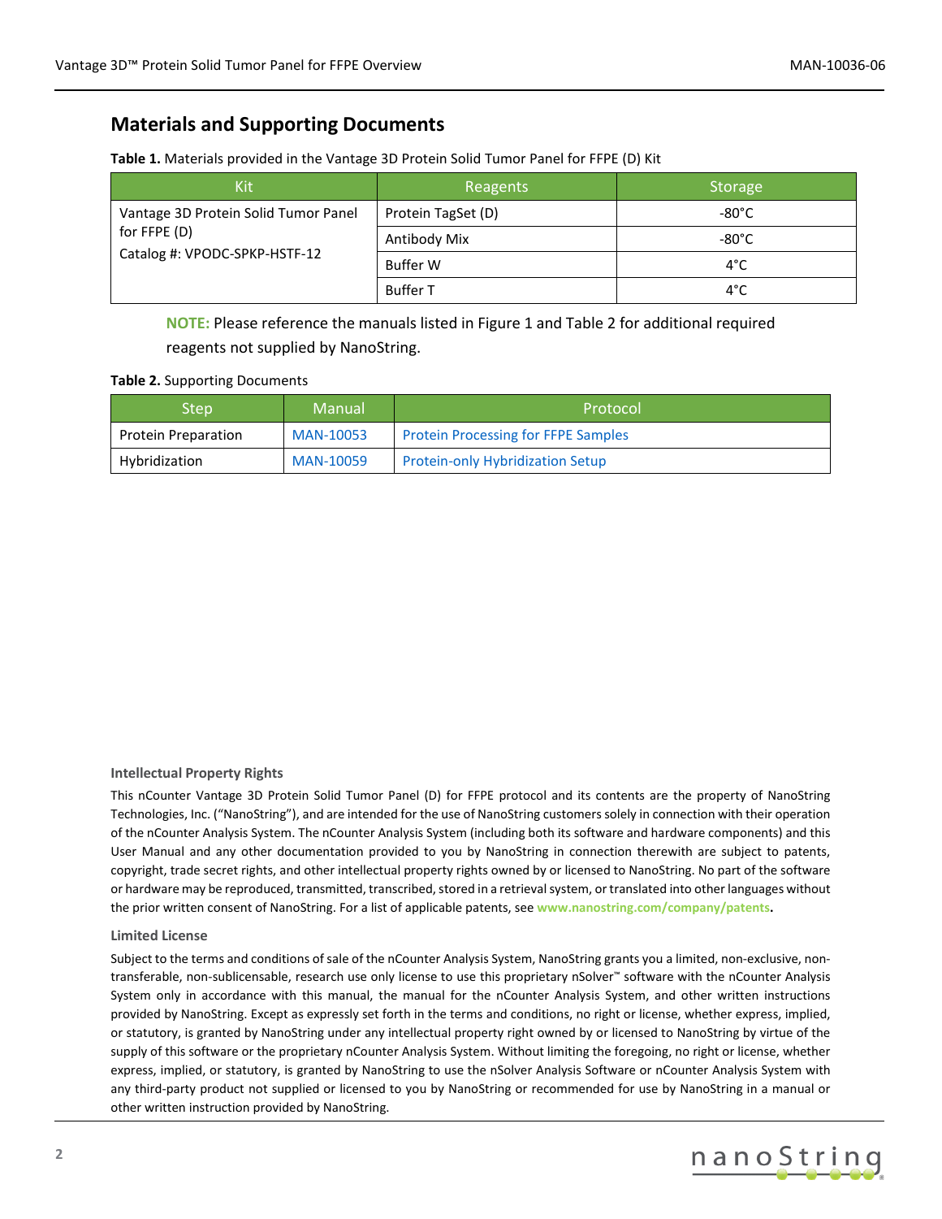## Materials and Supporting Documents

**Table 1.** Materials provided in the Vantage 3D Protein Solid Tumor Panel for FFPE (D) Kit

| Kit | Reagents | Storage |
| --- | --- | --- |
| Vantage 3D Protein Solid Tumor Panel for FFPE (D)<br>Catalog #: VPODC-SPKP-HSTF-12 | Protein TagSet (D) | -80°C |
| | Antibody Mix | -80°C |
| | Buffer W | 4°C |
| | Buffer T | 4°C |

**NOTE:** Please reference the manuals listed in Figure 1 and Table 2 for additional required reagents not supplied by NanoString.

**Table 2.** Supporting Documents

| Step | Manual | Protocol |
| --- | --- | --- |
| Protein Preparation | MAN-10053 | Protein Processing for FFPE Samples |
| Hybridization | MAN-10059 | Protein-only Hybridization Setup |

#### Intellectual Property Rights

This nCounter Vantage 3D Protein Solid Tumor Panel (D) for FFPE protocol and its contents are the property of NanoString Technologies, Inc. ("NanoString"), and are intended for the use of NanoString customers solely in connection with their operation of the nCounter Analysis System. The nCounter Analysis System (including both its software and hardware components) and this User Manual and any other documentation provided to you by NanoString in connection therewith are subject to patents, copyright, trade secret rights, and other intellectual property rights owned by or licensed to NanoString. No part of the software or hardware may be reproduced, transmitted, transcribed, stored in a retrieval system, or translated into other languages without the prior written consent of NanoString. For a list of applicable patents, see **www.nanostring.com/company/patents.**

#### Limited License

Subject to the terms and conditions of sale of the nCounter Analysis System, NanoString grants you a limited, non-exclusive, non-transferable, non-sublicensable, research use only license to use this proprietary nSolver™ software with the nCounter Analysis System only in accordance with this manual, the manual for the nCounter Analysis System, and other written instructions provided by NanoString. Except as expressly set forth in the terms and conditions, no right or license, whether express, implied, or statutory, is granted by NanoString under any intellectual property right owned by or licensed to NanoString by virtue of the supply of this software or the proprietary nCounter Analysis System. Without limiting the foregoing, no right or license, whether express, implied, or statutory, is granted by NanoString to use the nSolver Analysis Software or nCounter Analysis System with any third-party product not supplied or licensed to you by NanoString or recommended for use by NanoString in a manual or other written instruction provided by NanoString.